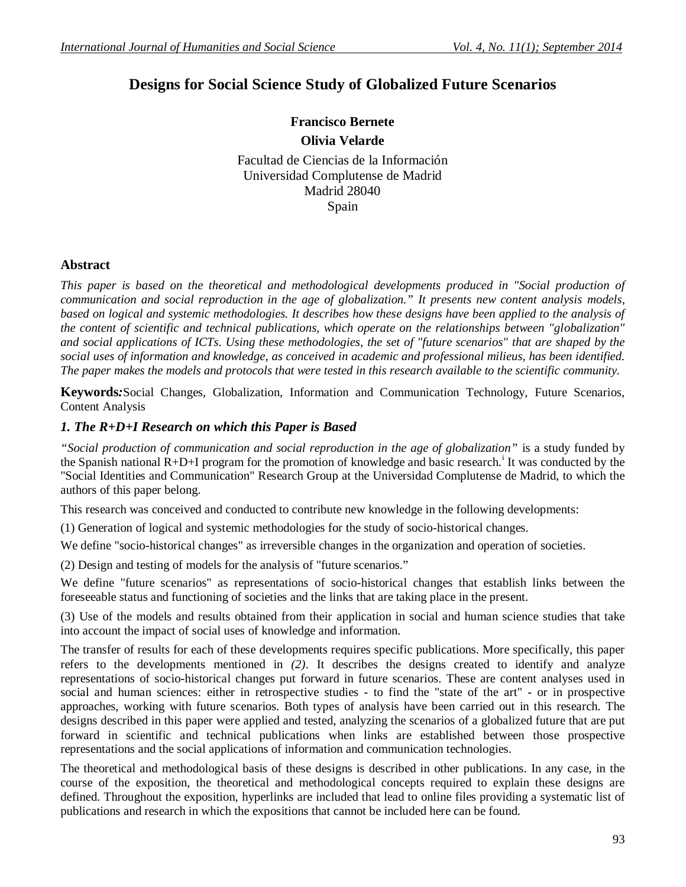# Designs for Social Science Study of Globalized Future Scenarios

**Francisco Bernete**

**Olivia Velarde**

Facultad de Ciencias de la Información
Universidad Complutense de Madrid
Madrid 28040
Spain

## Abstract

*This paper is based on the theoretical and methodological developments produced in "Social production of communication and social reproduction in the age of globalization." It presents new content analysis models, based on logical and systemic methodologies. It describes how these designs have been applied to the analysis of the content of scientific and technical publications, which operate on the relationships between "globalization" and social applications of ICTs. Using these methodologies, the set of "future scenarios" that are shaped by the social uses of information and knowledge, as conceived in academic and professional milieus, has been identified. The paper makes the models and protocols that were tested in this research available to the scientific community.*

**Keywords:** Social Changes, Globalization, Information and Communication Technology, Future Scenarios, Content Analysis

## *1. The R+D+I Research on which this Paper is Based*

*"Social production of communication and social reproduction in the age of globalization"* is a study funded by the Spanish national R+D+I program for the promotion of knowledge and basic research.[i] It was conducted by the "Social Identities and Communication" Research Group at the Universidad Complutense de Madrid, to which the authors of this paper belong.

This research was conceived and conducted to contribute new knowledge in the following developments:

(1) Generation of logical and systemic methodologies for the study of socio-historical changes.

We define "socio-historical changes" as irreversible changes in the organization and operation of societies.

(2) Design and testing of models for the analysis of "future scenarios."

We define "future scenarios" as representations of socio-historical changes that establish links between the foreseeable status and functioning of societies and the links that are taking place in the present.

(3) Use of the models and results obtained from their application in social and human science studies that take into account the impact of social uses of knowledge and information.

The transfer of results for each of these developments requires specific publications. More specifically, this paper refers to the developments mentioned in *(2)*. It describes the designs created to identify and analyze representations of socio-historical changes put forward in future scenarios. These are content analyses used in social and human sciences: either in retrospective studies - to find the "state of the art" - or in prospective approaches, working with future scenarios. Both types of analysis have been carried out in this research. The designs described in this paper were applied and tested, analyzing the scenarios of a globalized future that are put forward in scientific and technical publications when links are established between those prospective representations and the social applications of information and communication technologies.

The theoretical and methodological basis of these designs is described in other publications. In any case, in the course of the exposition, the theoretical and methodological concepts required to explain these designs are defined. Throughout the exposition, hyperlinks are included that lead to online files providing a systematic list of publications and research in which the expositions that cannot be included here can be found.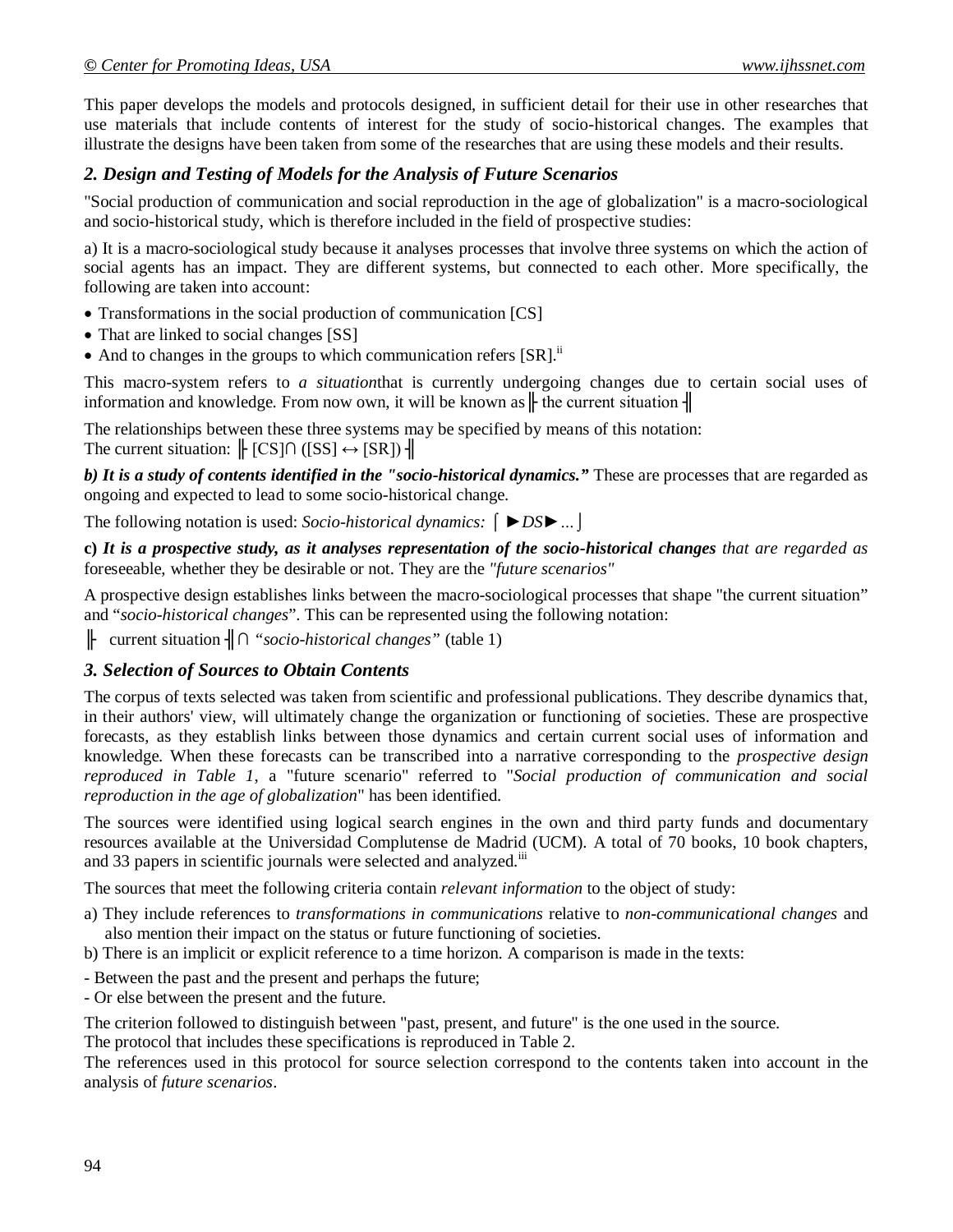This paper develops the models and protocols designed, in sufficient detail for their use in other researches that use materials that include contents of interest for the study of socio-historical changes. The examples that illustrate the designs have been taken from some of the researches that are using these models and their results.

## *2. Design and Testing of Models for the Analysis of Future Scenarios*

"Social production of communication and social reproduction in the age of globalization" is a macro-sociological and socio-historical study, which is therefore included in the field of prospective studies:

a) It is a macro-sociological study because it analyses processes that involve three systems on which the action of social agents has an impact. They are different systems, but connected to each other. More specifically, the following are taken into account:

- Transformations in the social production of communication [CS]
- That are linked to social changes [SS]
- And to changes in the groups to which communication refers [SR].[ii]

This macro-system refers to *a situation*that is currently undergoing changes due to certain social uses of information and knowledge. From now own, it will be known as ╟ the current situation ╢

The relationships between these three systems may be specified by means of this notation:
The current situation: ╟ [CS]∩ ([SS] ↔ [SR]) ╢

***b) It is a study of contents identified in the "socio-historical dynamics."*** These are processes that are regarded as ongoing and expected to lead to some socio-historical change.

The following notation is used: *Socio-historical dynamics:* ⌈ ►*DS*►... ⌋

**c)** ***It is a prospective study, as it analyses representation of the socio-historical changes*** *that are regarded as* foreseeable, whether they be desirable or not. They are the *"future scenarios"*

A prospective design establishes links between the macro-sociological processes that shape "the current situation" and "*socio-historical changes*". This can be represented using the following notation:

╟ current situation ╢∩ *"socio-historical changes"* (table 1)

## *3. Selection of Sources to Obtain Contents*

The corpus of texts selected was taken from scientific and professional publications. They describe dynamics that, in their authors' view, will ultimately change the organization or functioning of societies. These are prospective forecasts, as they establish links between those dynamics and certain current social uses of information and knowledge. When these forecasts can be transcribed into a narrative corresponding to the *prospective design reproduced in Table 1*, a "future scenario" referred to "*Social production of communication and social reproduction in the age of globalization*" has been identified.

The sources were identified using logical search engines in the own and third party funds and documentary resources available at the Universidad Complutense de Madrid (UCM). A total of 70 books, 10 book chapters, and 33 papers in scientific journals were selected and analyzed.[iii]

The sources that meet the following criteria contain *relevant information* to the object of study:

a) They include references to *transformations in communications* relative to *non-communicational changes* and also mention their impact on the status or future functioning of societies.
b) There is an implicit or explicit reference to a time horizon. A comparison is made in the texts:

- Between the past and the present and perhaps the future;
- Or else between the present and the future.

The criterion followed to distinguish between "past, present, and future" is the one used in the source.
The protocol that includes these specifications is reproduced in Table 2.
The references used in this protocol for source selection correspond to the contents taken into account in the analysis of *future scenarios*.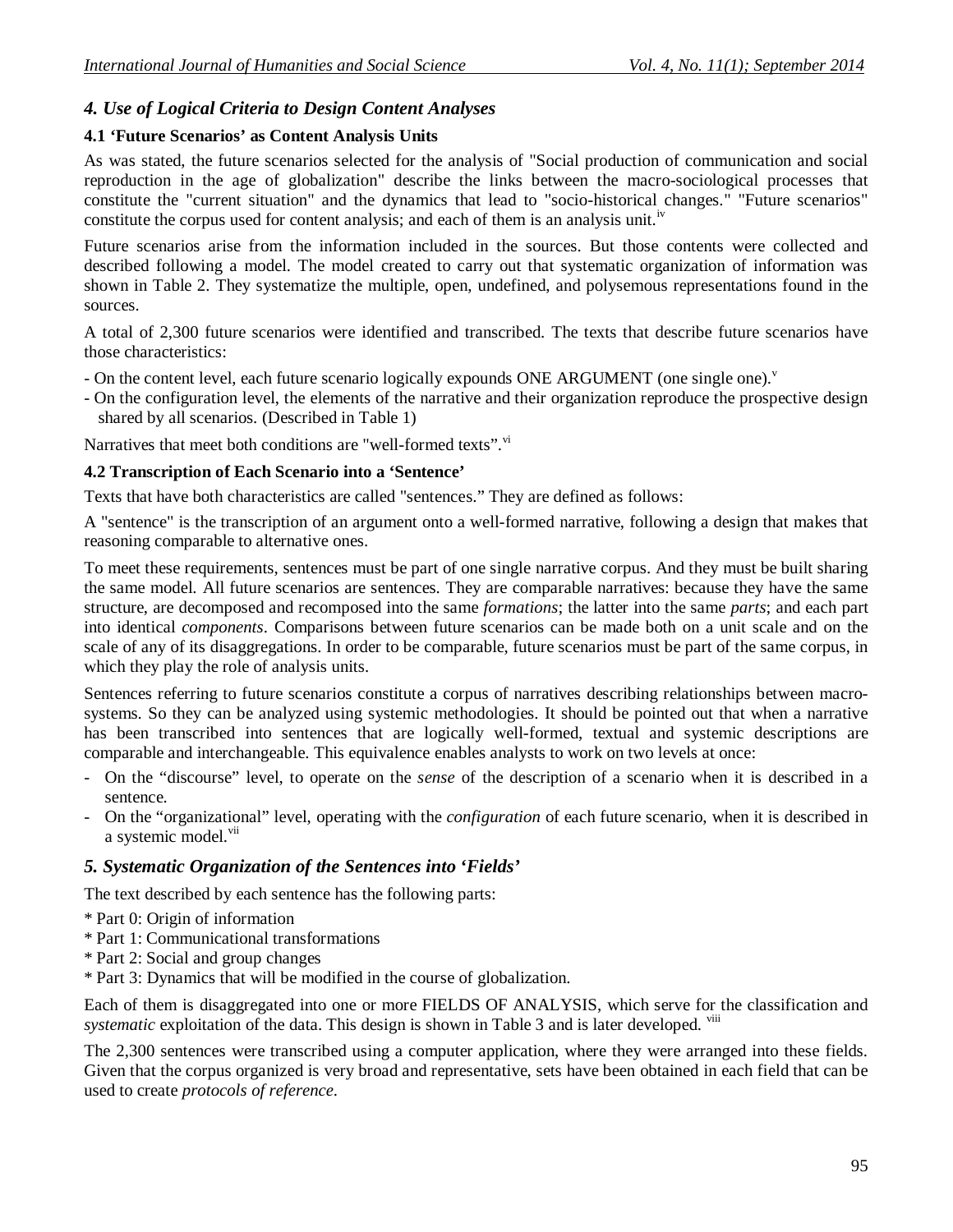## *4. Use of Logical Criteria to Design Content Analyses*

### 4.1 'Future Scenarios' as Content Analysis Units

As was stated, the future scenarios selected for the analysis of "Social production of communication and social reproduction in the age of globalization" describe the links between the macro-sociological processes that constitute the "current situation" and the dynamics that lead to "socio-historical changes." "Future scenarios" constitute the corpus used for content analysis; and each of them is an analysis unit.[iv]

Future scenarios arise from the information included in the sources. But those contents were collected and described following a model. The model created to carry out that systematic organization of information was shown in Table 2. They systematize the multiple, open, undefined, and polysemous representations found in the sources.

A total of 2,300 future scenarios were identified and transcribed. The texts that describe future scenarios have those characteristics:

- On the content level, each future scenario logically expounds ONE ARGUMENT (one single one).[v]
- On the configuration level, the elements of the narrative and their organization reproduce the prospective design shared by all scenarios. (Described in Table 1)

Narratives that meet both conditions are "well-formed texts".[vi]

### 4.2 Transcription of Each Scenario into a 'Sentence'

Texts that have both characteristics are called "sentences." They are defined as follows:

A "sentence" is the transcription of an argument onto a well-formed narrative, following a design that makes that reasoning comparable to alternative ones.

To meet these requirements, sentences must be part of one single narrative corpus. And they must be built sharing the same model. All future scenarios are sentences. They are comparable narratives: because they have the same structure, are decomposed and recomposed into the same *formations*; the latter into the same *parts*; and each part into identical *components*. Comparisons between future scenarios can be made both on a unit scale and on the scale of any of its disaggregations. In order to be comparable, future scenarios must be part of the same corpus, in which they play the role of analysis units.

Sentences referring to future scenarios constitute a corpus of narratives describing relationships between macro-systems. So they can be analyzed using systemic methodologies. It should be pointed out that when a narrative has been transcribed into sentences that are logically well-formed, textual and systemic descriptions are comparable and interchangeable. This equivalence enables analysts to work on two levels at once:

- On the "discourse" level, to operate on the *sense* of the description of a scenario when it is described in a sentence.
- On the "organizational" level, operating with the *configuration* of each future scenario, when it is described in a systemic model.[vii]

## *5. Systematic Organization of the Sentences into 'Fields'*

The text described by each sentence has the following parts:

* Part 0: Origin of information
* Part 1: Communicational transformations
* Part 2: Social and group changes
* Part 3: Dynamics that will be modified in the course of globalization.

Each of them is disaggregated into one or more FIELDS OF ANALYSIS, which serve for the classification and *systematic* exploitation of the data. This design is shown in Table 3 and is later developed. [viii]

The 2,300 sentences were transcribed using a computer application, where they were arranged into these fields. Given that the corpus organized is very broad and representative, sets have been obtained in each field that can be used to create *protocols of reference*.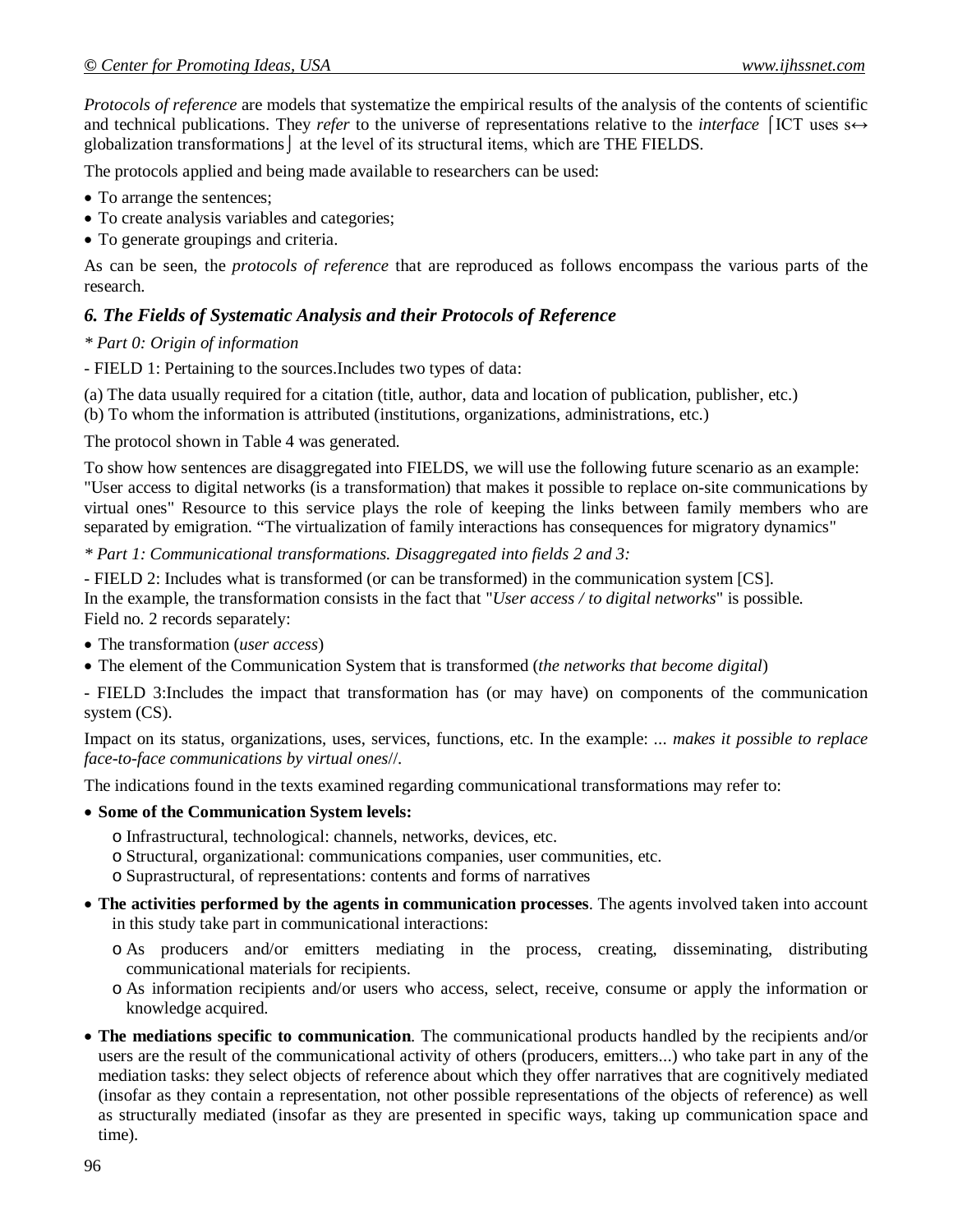*Protocols of reference* are models that systematize the empirical results of the analysis of the contents of scientific and technical publications. They *refer* to the universe of representations relative to the *interface* ⌈ICT uses s↔ globalization transformations⌋ at the level of its structural items, which are THE FIELDS.

The protocols applied and being made available to researchers can be used:

- To arrange the sentences;
- To create analysis variables and categories;
- To generate groupings and criteria.

As can be seen, the *protocols of reference* that are reproduced as follows encompass the various parts of the research.

### *6. The Fields of Systematic Analysis and their Protocols of Reference*

*\* Part 0: Origin of information*

- FIELD 1: Pertaining to the sources.Includes two types of data:

(a) The data usually required for a citation (title, author, data and location of publication, publisher, etc.)
(b) To whom the information is attributed (institutions, organizations, administrations, etc.)

The protocol shown in Table 4 was generated.

To show how sentences are disaggregated into FIELDS, we will use the following future scenario as an example: "User access to digital networks (is a transformation) that makes it possible to replace on-site communications by virtual ones" Resource to this service plays the role of keeping the links between family members who are separated by emigration. "The virtualization of family interactions has consequences for migratory dynamics"

*\* Part 1: Communicational transformations. Disaggregated into fields 2 and 3:*

- FIELD 2: Includes what is transformed (or can be transformed) in the communication system [CS].
In the example, the transformation consists in the fact that "*User access / to digital networks*" is possible.
Field no. 2 records separately:

- The transformation (*user access*)
- The element of the Communication System that is transformed (*the networks that become digital*)

- FIELD 3:Includes the impact that transformation has (or may have) on components of the communication system (CS).

Impact on its status, organizations, uses, services, functions, etc. In the example: ... *makes it possible to replace face-to-face communications by virtual ones*//.

The indications found in the texts examined regarding communicational transformations may refer to:

- **Some of the Communication System levels:**
  - o Infrastructural, technological: channels, networks, devices, etc.
  - o Structural, organizational: communications companies, user communities, etc.
  - o Suprastructural, of representations: contents and forms of narratives
- **The activities performed by the agents in communication processes**. The agents involved taken into account in this study take part in communicational interactions:
  - o As producers and/or emitters mediating in the process, creating, disseminating, distributing communicational materials for recipients.
  - o As information recipients and/or users who access, select, receive, consume or apply the information or knowledge acquired.
- **The mediations specific to communication**. The communicational products handled by the recipients and/or users are the result of the communicational activity of others (producers, emitters...) who take part in any of the mediation tasks: they select objects of reference about which they offer narratives that are cognitively mediated (insofar as they contain a representation, not other possible representations of the objects of reference) as well as structurally mediated (insofar as they are presented in specific ways, taking up communication space and time).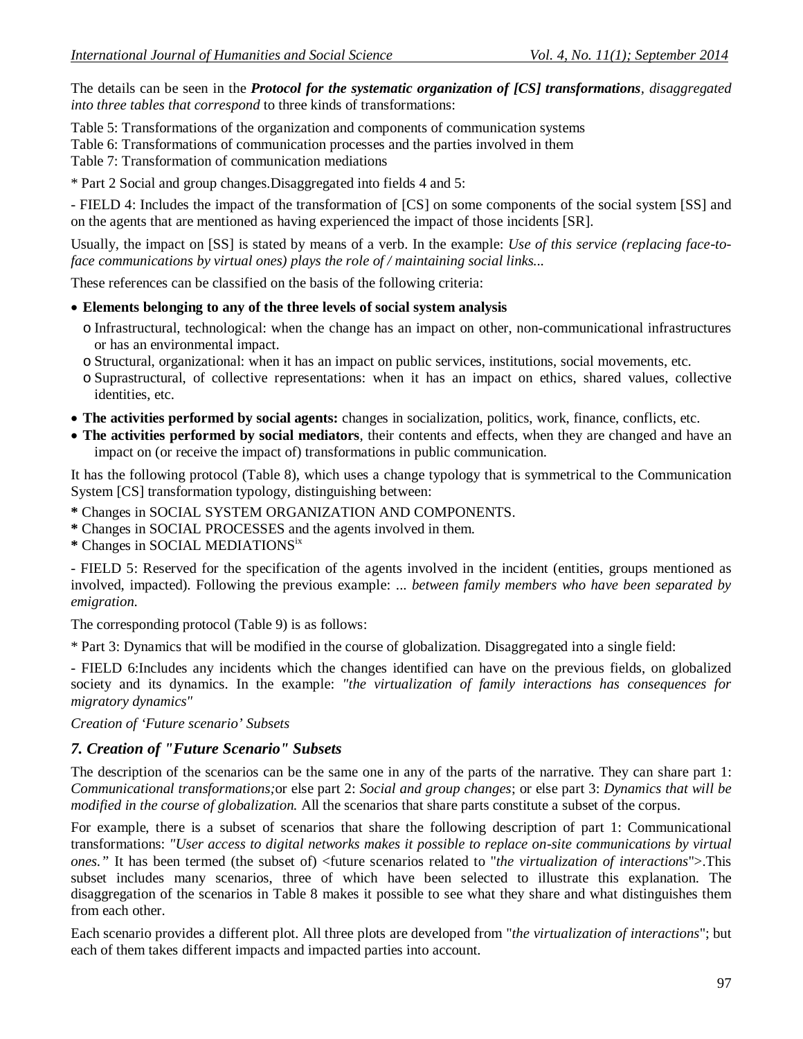The details can be seen in the ***Protocol for the systematic organization of [CS] transformations****, disaggregated into three tables that correspond* to three kinds of transformations:

Table 5: Transformations of the organization and components of communication systems
Table 6: Transformations of communication processes and the parties involved in them
Table 7: Transformation of communication mediations

* Part 2 Social and group changes.Disaggregated into fields 4 and 5:

- FIELD 4: Includes the impact of the transformation of [CS] on some components of the social system [SS] and on the agents that are mentioned as having experienced the impact of those incidents [SR].

Usually, the impact on [SS] is stated by means of a verb. In the example: *Use of this service (replacing face-to-face communications by virtual ones) plays the role of / maintaining social links...*

These references can be classified on the basis of the following criteria:

- **Elements belonging to any of the three levels of social system analysis**
  - Infrastructural, technological: when the change has an impact on other, non-communicational infrastructures or has an environmental impact.
  - Structural, organizational: when it has an impact on public services, institutions, social movements, etc.
  - Suprastructural, of collective representations: when it has an impact on ethics, shared values, collective identities, etc.
- **The activities performed by social agents:** changes in socialization, politics, work, finance, conflicts, etc.
- **The activities performed by social mediators**, their contents and effects, when they are changed and have an impact on (or receive the impact of) transformations in public communication.

It has the following protocol (Table 8), which uses a change typology that is symmetrical to the Communication System [CS] transformation typology, distinguishing between:

**\*** Changes in SOCIAL SYSTEM ORGANIZATION AND COMPONENTS.
**\*** Changes in SOCIAL PROCESSES and the agents involved in them.
**\*** Changes in SOCIAL MEDIATIONS[ix]

- FIELD 5: Reserved for the specification of the agents involved in the incident (entities, groups mentioned as involved, impacted). Following the previous example: *... between family members who have been separated by emigration.*

The corresponding protocol (Table 9) is as follows:

* Part 3: Dynamics that will be modified in the course of globalization. Disaggregated into a single field:

- FIELD 6:Includes any incidents which the changes identified can have on the previous fields, on globalized society and its dynamics. In the example: *"the virtualization of family interactions has consequences for migratory dynamics"*

*Creation of 'Future scenario' Subsets*

## *7. Creation of "Future Scenario" Subsets*

The description of the scenarios can be the same one in any of the parts of the narrative. They can share part 1: *Communicational transformations;*or else part 2: *Social and group changes*; or else part 3: *Dynamics that will be modified in the course of globalization.* All the scenarios that share parts constitute a subset of the corpus.

For example, there is a subset of scenarios that share the following description of part 1: Communicational transformations: *"User access to digital networks makes it possible to replace on-site communications by virtual ones."* It has been termed (the subset of) <future scenarios related to "*the virtualization of interactions*">.This subset includes many scenarios, three of which have been selected to illustrate this explanation. The disaggregation of the scenarios in Table 8 makes it possible to see what they share and what distinguishes them from each other.

Each scenario provides a different plot. All three plots are developed from "*the virtualization of interactions*"; but each of them takes different impacts and impacted parties into account.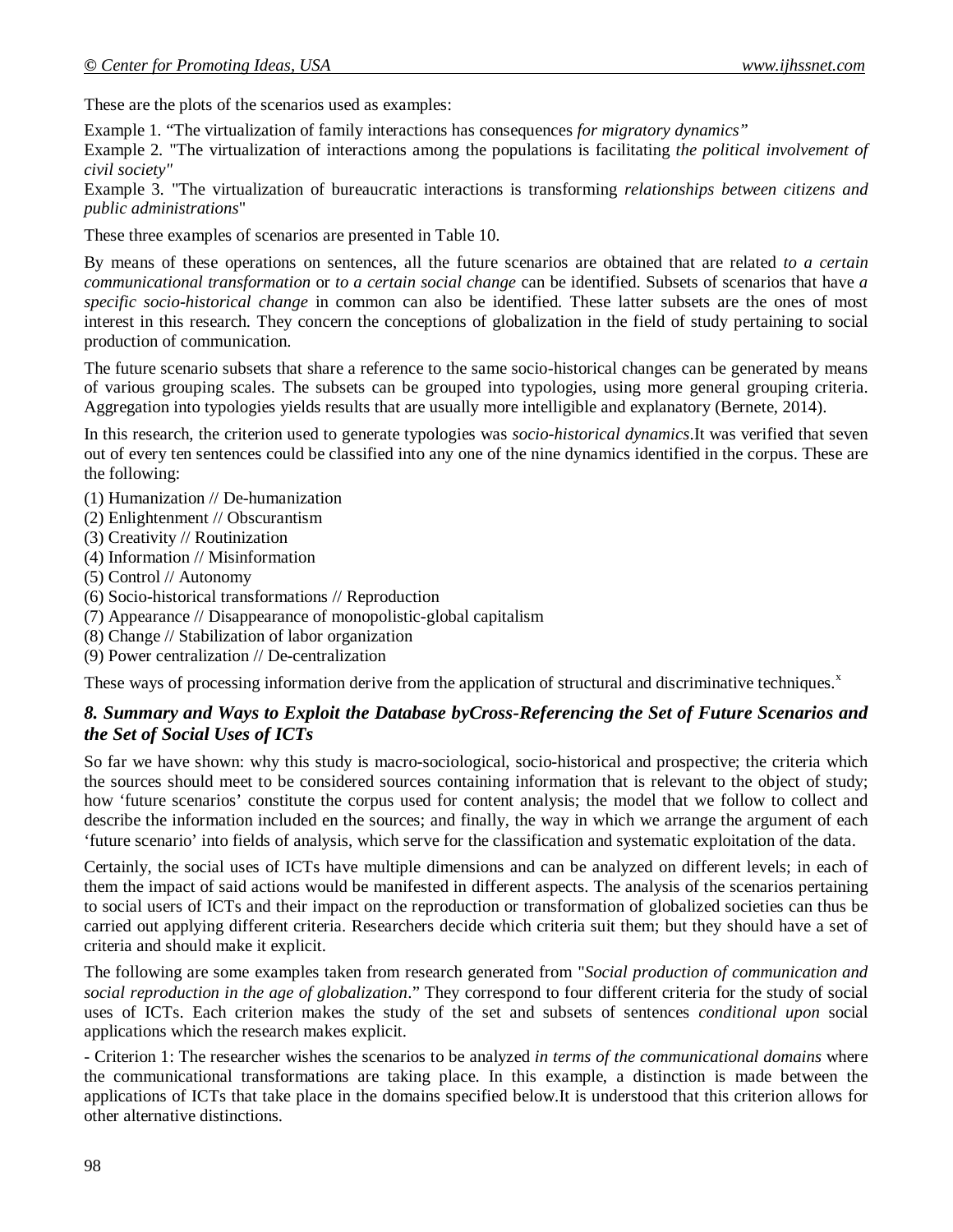These are the plots of the scenarios used as examples:

Example 1. "The virtualization of family interactions has consequences *for migratory dynamics"*

Example 2. "The virtualization of interactions among the populations is facilitating *the political involvement of civil society"*

Example 3. "The virtualization of bureaucratic interactions is transforming *relationships between citizens and public administrations*"

These three examples of scenarios are presented in Table 10.

By means of these operations on sentences, all the future scenarios are obtained that are related *to a certain communicational transformation* or *to a certain social change* can be identified. Subsets of scenarios that have *a specific socio-historical change* in common can also be identified. These latter subsets are the ones of most interest in this research. They concern the conceptions of globalization in the field of study pertaining to social production of communication.

The future scenario subsets that share a reference to the same socio-historical changes can be generated by means of various grouping scales. The subsets can be grouped into typologies, using more general grouping criteria. Aggregation into typologies yields results that are usually more intelligible and explanatory (Bernete, 2014).

In this research, the criterion used to generate typologies was *socio-historical dynamics*.It was verified that seven out of every ten sentences could be classified into any one of the nine dynamics identified in the corpus. These are the following:

(1) Humanization // De-humanization
(2) Enlightenment // Obscurantism
(3) Creativity // Routinization
(4) Information // Misinformation
(5) Control // Autonomy
(6) Socio-historical transformations // Reproduction
(7) Appearance // Disappearance of monopolistic-global capitalism
(8) Change // Stabilization of labor organization
(9) Power centralization // De-centralization

These ways of processing information derive from the application of structural and discriminative techniques.[x]

### *8. Summary and Ways to Exploit the Database byCross-Referencing the Set of Future Scenarios and the Set of Social Uses of ICTs*

So far we have shown: why this study is macro-sociological, socio-historical and prospective; the criteria which the sources should meet to be considered sources containing information that is relevant to the object of study; how 'future scenarios' constitute the corpus used for content analysis; the model that we follow to collect and describe the information included en the sources; and finally, the way in which we arrange the argument of each 'future scenario' into fields of analysis, which serve for the classification and systematic exploitation of the data.

Certainly, the social uses of ICTs have multiple dimensions and can be analyzed on different levels; in each of them the impact of said actions would be manifested in different aspects. The analysis of the scenarios pertaining to social users of ICTs and their impact on the reproduction or transformation of globalized societies can thus be carried out applying different criteria. Researchers decide which criteria suit them; but they should have a set of criteria and should make it explicit.

The following are some examples taken from research generated from "*Social production of communication and social reproduction in the age of globalization*." They correspond to four different criteria for the study of social uses of ICTs. Each criterion makes the study of the set and subsets of sentences *conditional upon* social applications which the research makes explicit.

- Criterion 1: The researcher wishes the scenarios to be analyzed *in terms of the communicational domains* where the communicational transformations are taking place. In this example, a distinction is made between the applications of ICTs that take place in the domains specified below.It is understood that this criterion allows for other alternative distinctions.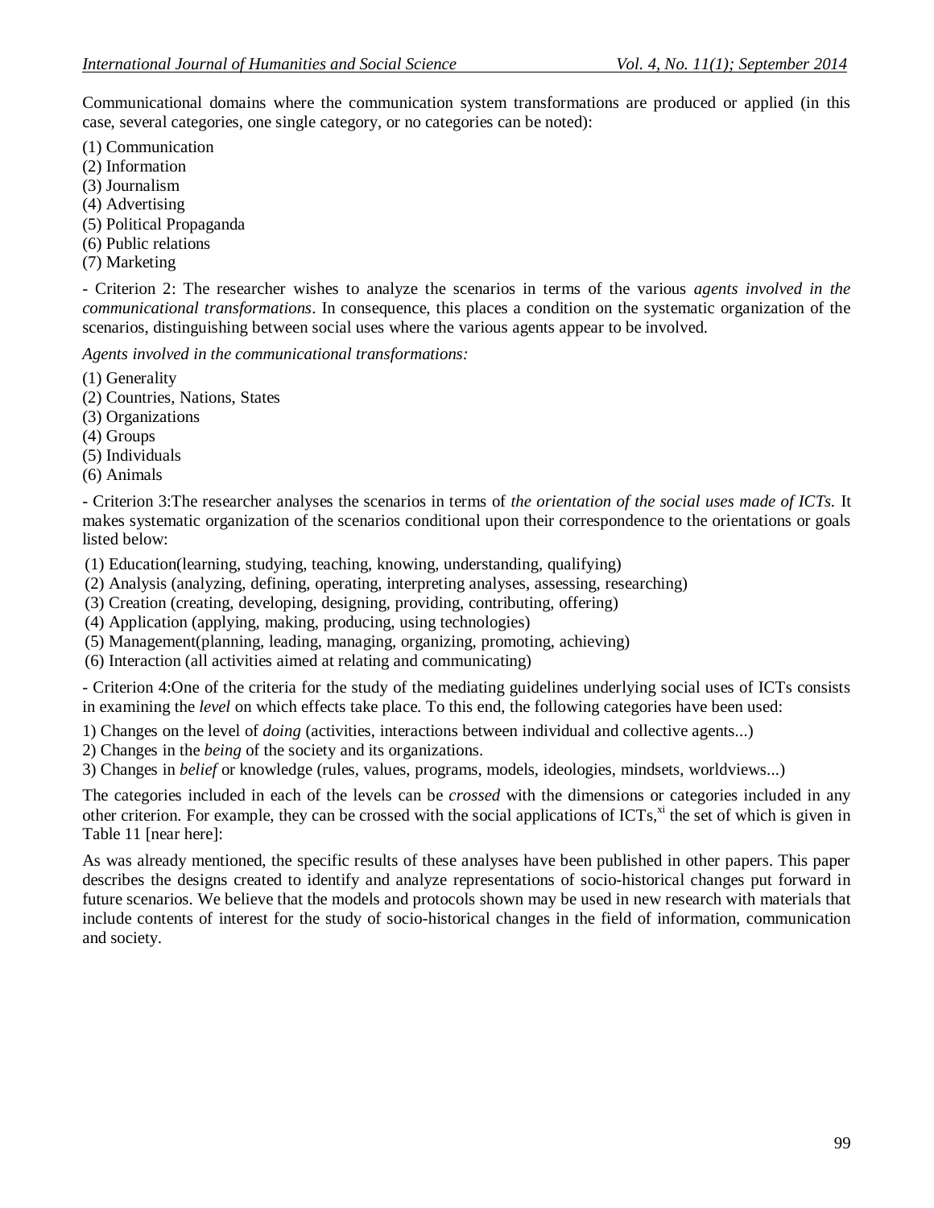Communicational domains where the communication system transformations are produced or applied (in this case, several categories, one single category, or no categories can be noted):

(1) Communication
(2) Information
(3) Journalism
(4) Advertising
(5) Political Propaganda
(6) Public relations
(7) Marketing

- Criterion 2: The researcher wishes to analyze the scenarios in terms of the various *agents involved in the communicational transformations*. In consequence, this places a condition on the systematic organization of the scenarios, distinguishing between social uses where the various agents appear to be involved.

*Agents involved in the communicational transformations:*

(1) Generality
(2) Countries, Nations, States
(3) Organizations
(4) Groups
(5) Individuals
(6) Animals

- Criterion 3:The researcher analyses the scenarios in terms of *the orientation of the social uses made of ICTs.* It makes systematic organization of the scenarios conditional upon their correspondence to the orientations or goals listed below:

(1) Education(learning, studying, teaching, knowing, understanding, qualifying)
(2) Analysis (analyzing, defining, operating, interpreting analyses, assessing, researching)
(3) Creation (creating, developing, designing, providing, contributing, offering)
(4) Application (applying, making, producing, using technologies)
(5) Management(planning, leading, managing, organizing, promoting, achieving)
(6) Interaction (all activities aimed at relating and communicating)

- Criterion 4:One of the criteria for the study of the mediating guidelines underlying social uses of ICTs consists in examining the *level* on which effects take place. To this end, the following categories have been used:

1) Changes on the level of *doing* (activities, interactions between individual and collective agents...)
2) Changes in the *being* of the society and its organizations.
3) Changes in *belief* or knowledge (rules, values, programs, models, ideologies, mindsets, worldviews...)

The categories included in each of the levels can be *crossed* with the dimensions or categories included in any other criterion. For example, they can be crossed with the social applications of ICTs,[xi] the set of which is given in Table 11 [near here]:

As was already mentioned, the specific results of these analyses have been published in other papers. This paper describes the designs created to identify and analyze representations of socio-historical changes put forward in future scenarios. We believe that the models and protocols shown may be used in new research with materials that include contents of interest for the study of socio-historical changes in the field of information, communication and society.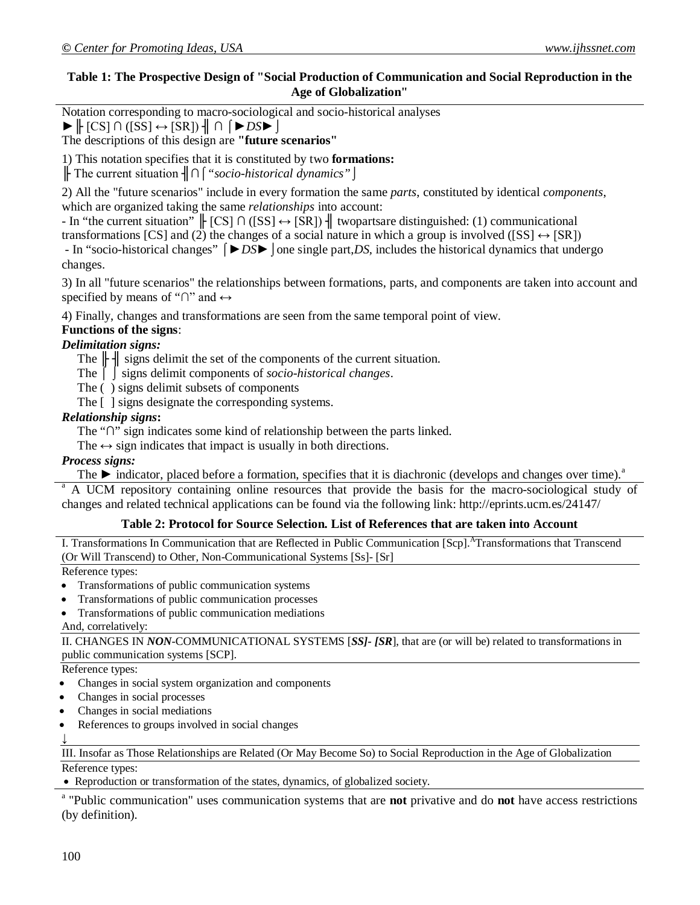**Table 1: The Prospective Design of "Social Production of Communication and Social Reproduction in the Age of Globalization"**

Notation corresponding to macro-sociological and socio-historical analyses

►╟ [CS] ∩ ([SS] ↔ [SR]) ╢ ∩ ⌈►*DS*►⌋

The descriptions of this design are **"future scenarios"**

1) This notation specifies that it is constituted by two **formations:**

╟ The current situation ╢∩⌈*"socio-historical dynamics"*⌋

2) All the "future scenarios" include in every formation the same *parts*, constituted by identical *components*, which are organized taking the same *relationships* into account:

- In "the current situation" ╟ [CS] ∩ ([SS] ↔ [SR]) ╢ twopartsare distinguished: (1) communicational transformations [CS] and (2) the changes of a social nature in which a group is involved ([SS] ↔ [SR])
- In "socio-historical changes" ⌈►*DS*►⌋one single part,*DS*, includes the historical dynamics that undergo changes.

3) In all "future scenarios" the relationships between formations, parts, and components are taken into account and specified by means of "∩" and ↔

4) Finally, changes and transformations are seen from the same temporal point of view.

**Functions of the signs**:

***Delimitation signs:***

The ╟ ╢ signs delimit the set of the components of the current situation.

The ⌈ ⌋ signs delimit components of *socio-historical changes*.

The ( ) signs delimit subsets of components

The [ ] signs designate the corresponding systems.

***Relationship signs*:**

The "∩" sign indicates some kind of relationship between the parts linked.

The ↔ sign indicates that impact is usually in both directions.

***Process signs:***

The ► indicator, placed before a formation, specifies that it is diachronic (develops and changes over time).[a]

[a] A UCM repository containing online resources that provide the basis for the macro-sociological study of changes and related technical applications can be found via the following link: http://eprints.ucm.es/24147/

**Table 2: Protocol for Source Selection. List of References that are taken into Account**

I. Transformations In Communication that are Reflected in Public Communication [Scp].[A]Transformations that Transcend (Or Will Transcend) to Other, Non-Communicational Systems [Ss]- [Sr]

Reference types:

- Transformations of public communication systems
- Transformations of public communication processes
- Transformations of public communication mediations

And, correlatively:

II. CHANGES IN ***NON***-COMMUNICATIONAL SYSTEMS [***SS]- [SR***], that are (or will be) related to transformations in public communication systems [SCP].

Reference types:

- Changes in social system organization and components
- Changes in social processes
- Changes in social mediations
- References to groups involved in social changes

↓

III. Insofar as Those Relationships are Related (Or May Become So) to Social Reproduction in the Age of Globalization

Reference types:

- Reproduction or transformation of the states, dynamics, of globalized society.

[a] "Public communication" uses communication systems that are **not** privative and do **not** have access restrictions (by definition).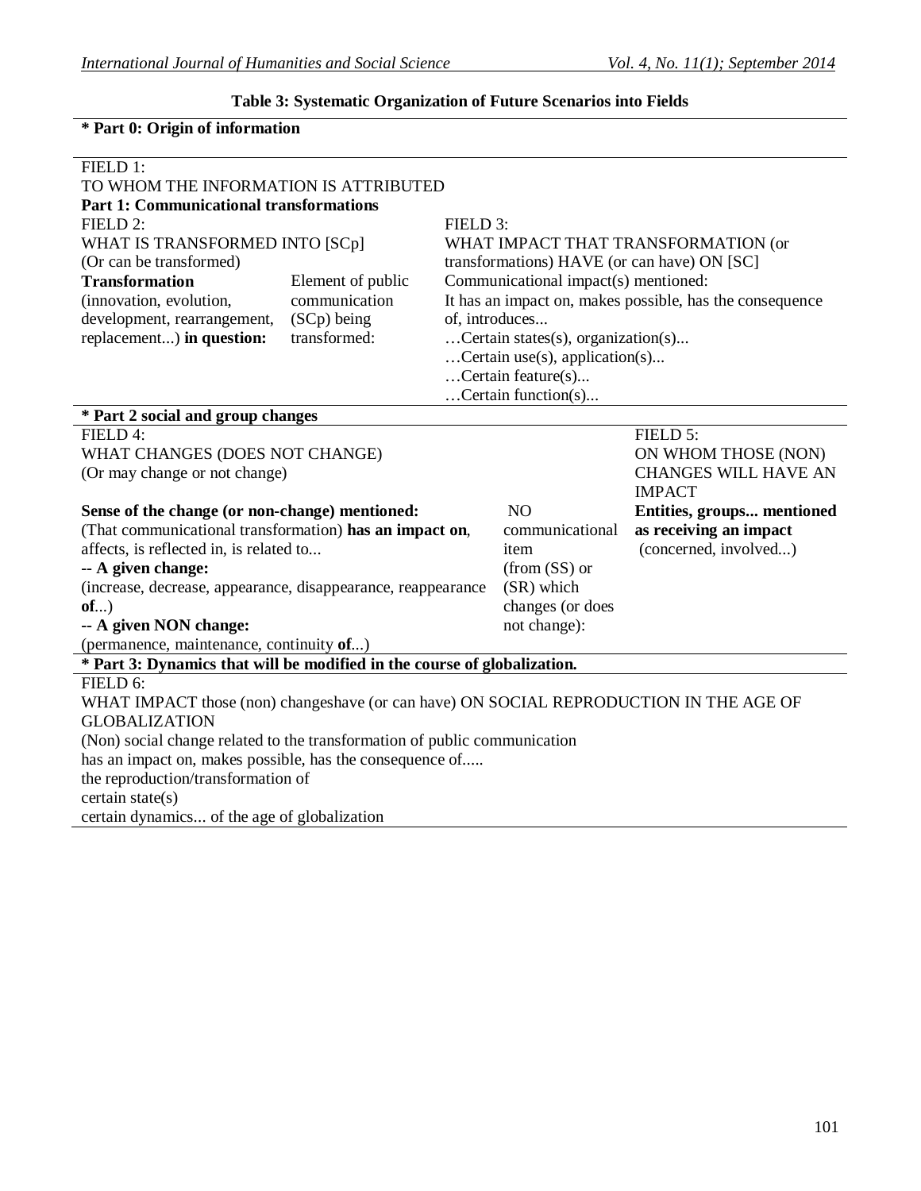**Table 3: Systematic Organization of Future Scenarios into Fields**

**\* Part 0: Origin of information**

FIELD 1:
TO WHOM THE INFORMATION IS ATTRIBUTED

**Part 1: Communicational transformations**

| FIELD 2: WHAT IS TRANSFORMED INTO [SCp] (Or can be transformed) | | FIELD 3: WHAT IMPACT THAT TRANSFORMATION (or transformations) HAVE (or can have) ON [SC] |
|---|---|---|
| **Transformation** (innovation, evolution, development, rearrangement, replacement...) **in question:** | Element of public communication (SCp) being transformed: | Communicational impact(s) mentioned: It has an impact on, makes possible, has the consequence of, introduces... …Certain states(s), organization(s)... …Certain use(s), application(s)... …Certain feature(s)... …Certain function(s)... |

**\* Part 2 social and group changes**

| FIELD 4: WHAT CHANGES (DOES NOT CHANGE) (Or may change or not change) | | FIELD 5: ON WHOM THOSE (NON) CHANGES WILL HAVE AN IMPACT |
|---|---|---|
| **Sense of the change (or non-change) mentioned:** (That communicational transformation) **has an impact on**, affects, is reflected in, is related to... **-- A given change:** (increase, decrease, appearance, disappearance, reappearance **of**...) **-- A given NON change:** (permanence, maintenance, continuity **of**...) | NO communicational item (from (SS) or (SR) which changes (or does not change): | **Entities, groups... mentioned as receiving an impact** (concerned, involved...) |

**\* Part 3: Dynamics that will be modified in the course of globalization.**

FIELD 6:
WHAT IMPACT those (non) changeshave (or can have) ON SOCIAL REPRODUCTION IN THE AGE OF GLOBALIZATION
(Non) social change related to the transformation of public communication
has an impact on, makes possible, has the consequence of.....
the reproduction/transformation of
certain state(s)
certain dynamics... of the age of globalization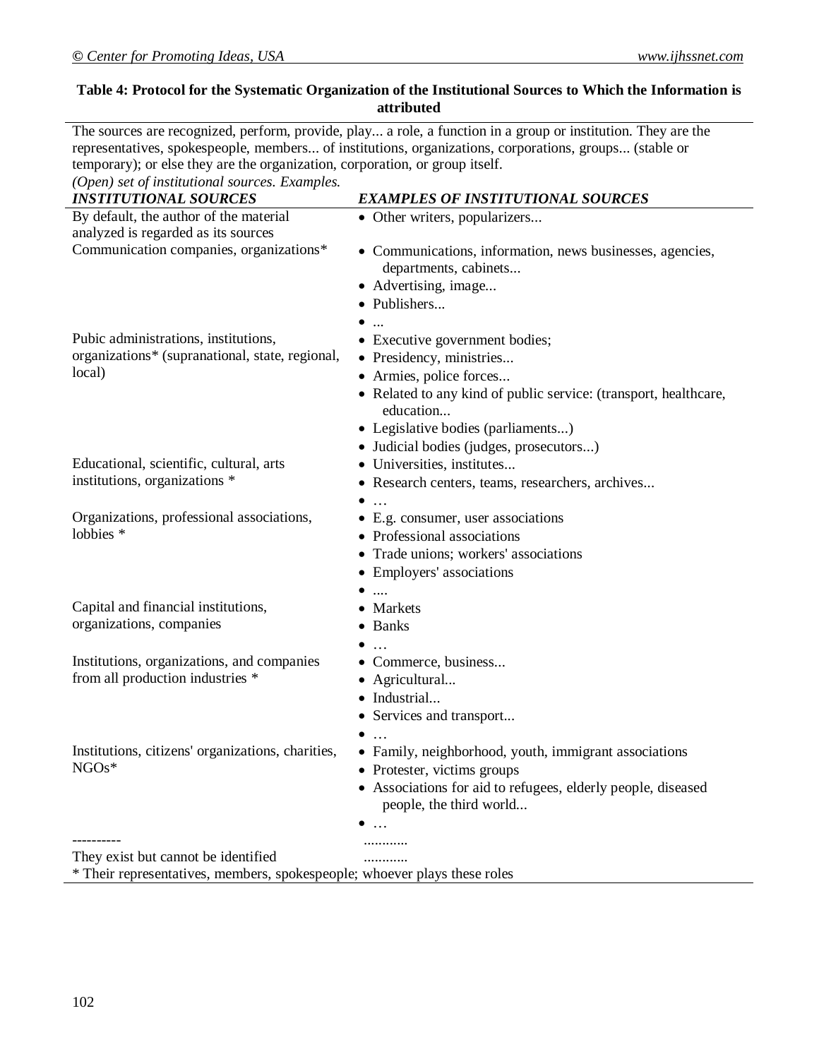**Table 4: Protocol for the Systematic Organization of the Institutional Sources to Which the Information is attributed**

The sources are recognized, perform, provide, play... a role, a function in a group or institution. They are the representatives, spokespeople, members... of institutions, organizations, corporations, groups... (stable or temporary); or else they are the organization, corporation, or group itself.

*(Open) set of institutional sources. Examples.*

| *INSTITUTIONAL SOURCES* | *EXAMPLES OF INSTITUTIONAL SOURCES* |
|---|---|
| By default, the author of the material analyzed is regarded as its sources | • Other writers, popularizers... |
| Communication companies, organizations* | • Communications, information, news businesses, agencies, departments, cabinets...<br>• Advertising, image...<br>• Publishers...<br>• ... |
| Pubic administrations, institutions, organizations* (supranational, state, regional, local) | • Executive government bodies;<br>• Presidency, ministries...<br>• Armies, police forces...<br>• Related to any kind of public service: (transport, healthcare, education...<br>• Legislative bodies (parliaments...)<br>• Judicial bodies (judges, prosecutors...) |
| Educational, scientific, cultural, arts institutions, organizations * | • Universities, institutes...<br>• Research centers, teams, researchers, archives...<br>• … |
| Organizations, professional associations, lobbies * | • E.g. consumer, user associations<br>• Professional associations<br>• Trade unions; workers' associations<br>• Employers' associations<br>• .... |
| Capital and financial institutions, organizations, companies | • Markets<br>• Banks<br>• … |
| Institutions, organizations, and companies from all production industries * | • Commerce, business...<br>• Agricultural...<br>• Industrial...<br>• Services and transport...<br>• … |
| Institutions, citizens' organizations, charities, NGOs* | • Family, neighborhood, youth, immigrant associations<br>• Protester, victims groups<br>• Associations for aid to refugees, elderly people, diseased people, the third world...<br>• … |
| ---------- | ............ |
| They exist but cannot be identified | ............ |

* Their representatives, members, spokespeople; whoever plays these roles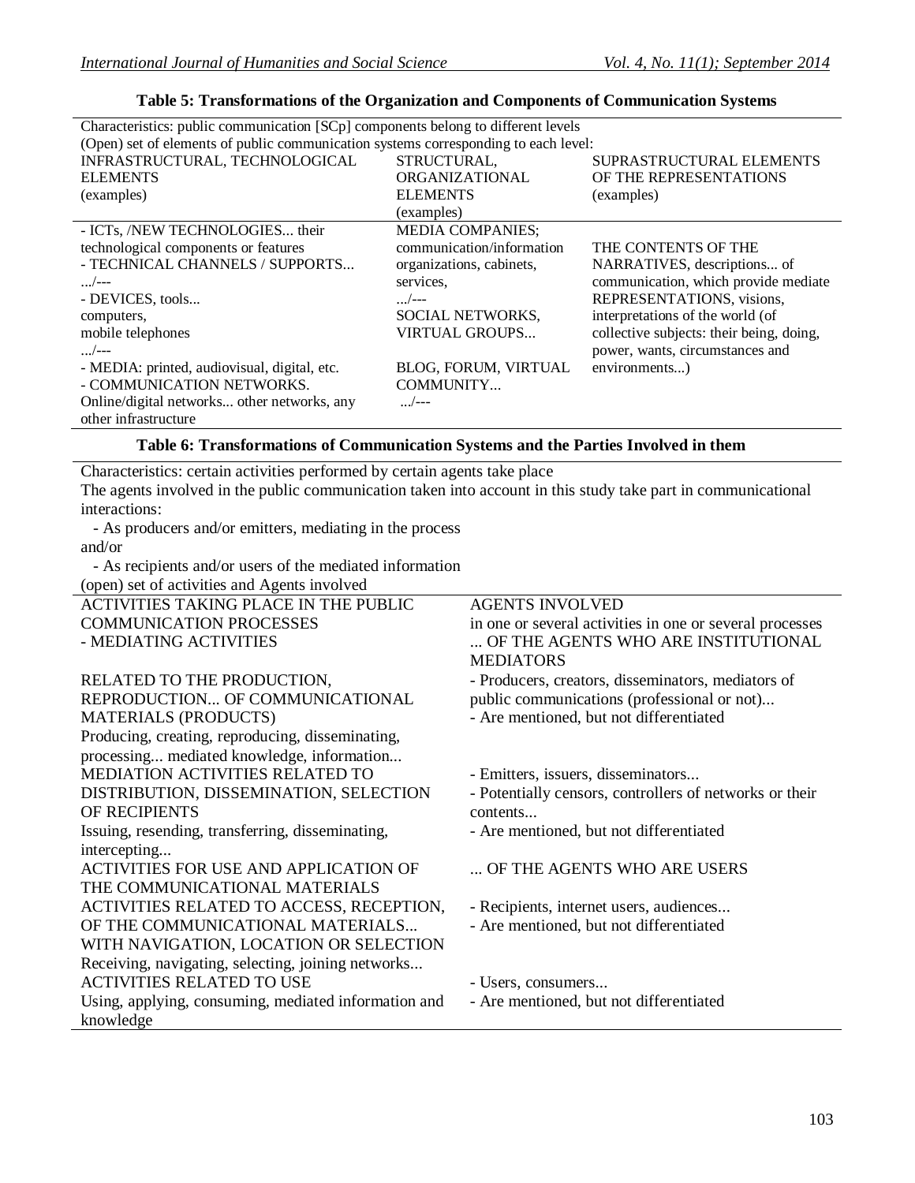**Table 5: Transformations of the Organization and Components of Communication Systems**

| Characteristics: public communication [SCp] components belong to different levels<br>(Open) set of elements of public communication systems corresponding to each level: | | |
|---|---|---|
| INFRASTRUCTURAL, TECHNOLOGICAL ELEMENTS (examples) | STRUCTURAL, ORGANIZATIONAL ELEMENTS (examples) | SUPRASTRUCTURAL ELEMENTS OF THE REPRESENTATIONS (examples) |
| - ICTs, /NEW TECHNOLOGIES... their technological components or features<br>- TECHNICAL CHANNELS / SUPPORTS... .../---<br>- DEVICES, tools... computers, mobile telephones .../---<br>- MEDIA: printed, audiovisual, digital, etc.<br>- COMMUNICATION NETWORKS. Online/digital networks... other networks, any other infrastructure | MEDIA COMPANIES; communication/information organizations, cabinets, services, .../---<br>SOCIAL NETWORKS, VIRTUAL GROUPS...<br>BLOG, FORUM, VIRTUAL COMMUNITY... .../--- | THE CONTENTS OF THE NARRATIVES, descriptions... of communication, which provide mediate REPRESENTATIONS, visions, interpretations of the world (of collective subjects: their being, doing, power, wants, circumstances and environments...) |

**Table 6: Transformations of Communication Systems and the Parties Involved in them**

| Characteristics: certain activities performed by certain agents take place<br>The agents involved in the public communication taken into account in this study take part in communicational interactions:<br>- As producers and/or emitters, mediating in the process<br>and/or<br>- As recipients and/or users of the mediated information<br>(open) set of activities and Agents involved | |
|---|---|
| ACTIVITIES TAKING PLACE IN THE PUBLIC COMMUNICATION PROCESSES<br>- MEDIATING ACTIVITIES | AGENTS INVOLVED<br>in one or several activities in one or several processes<br>... OF THE AGENTS WHO ARE INSTITUTIONAL MEDIATORS |
| RELATED TO THE PRODUCTION, REPRODUCTION... OF COMMUNICATIONAL MATERIALS (PRODUCTS)<br>Producing, creating, reproducing, disseminating, processing... mediated knowledge, information... | - Producers, creators, disseminators, mediators of public communications (professional or not)...<br>- Are mentioned, but not differentiated |
| MEDIATION ACTIVITIES RELATED TO DISTRIBUTION, DISSEMINATION, SELECTION OF RECIPIENTS<br>Issuing, resending, transferring, disseminating, intercepting... | - Emitters, issuers, disseminators...<br>- Potentially censors, controllers of networks or their contents...<br>- Are mentioned, but not differentiated |
| ACTIVITIES FOR USE AND APPLICATION OF THE COMMUNICATIONAL MATERIALS | ... OF THE AGENTS WHO ARE USERS |
| ACTIVITIES RELATED TO ACCESS, RECEPTION, OF THE COMMUNICATIONAL MATERIALS... WITH NAVIGATION, LOCATION OR SELECTION<br>Receiving, navigating, selecting, joining networks... | - Recipients, internet users, audiences...<br>- Are mentioned, but not differentiated |
| ACTIVITIES RELATED TO USE<br>Using, applying, consuming, mediated information and knowledge | - Users, consumers...<br>- Are mentioned, but not differentiated |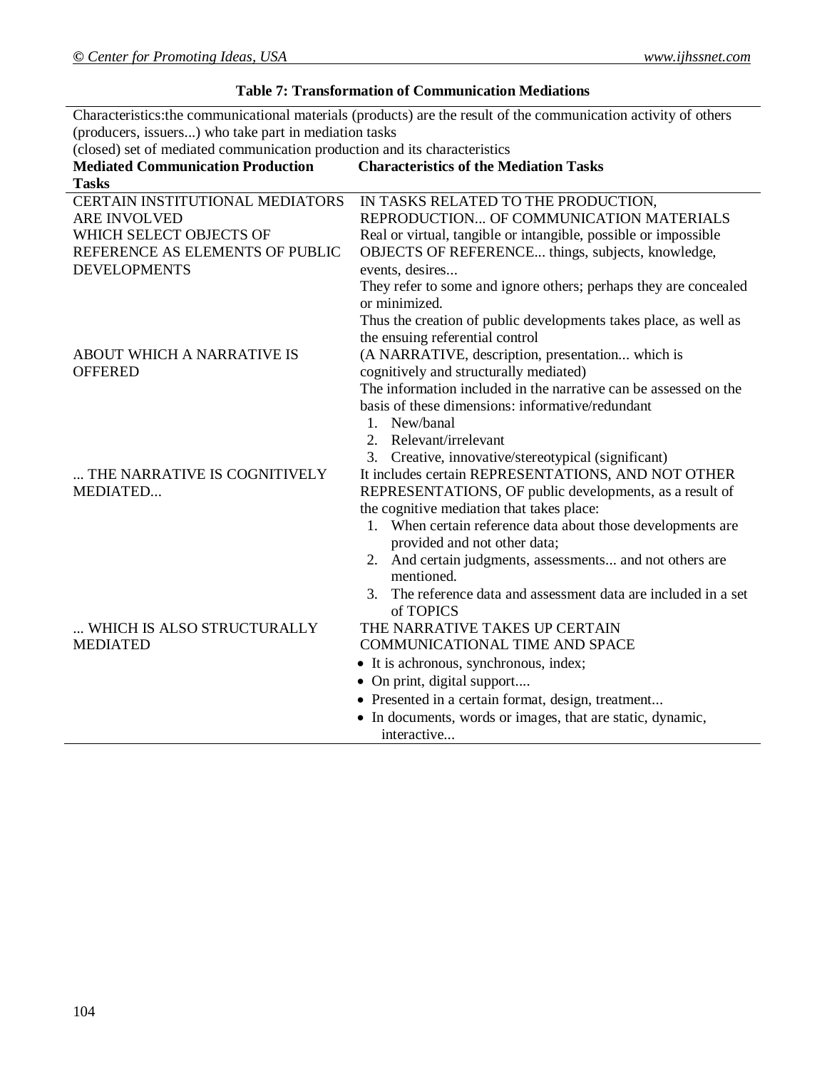**Table 7: Transformation of Communication Mediations**

| Characteristics:the communicational materials (products) are the result of the communication activity of others (producers, issuers...) who take part in mediation tasks<br>(closed) set of mediated communication production and its characteristics | |
|---|---|
| **Mediated Communication Production Tasks** | **Characteristics of the Mediation Tasks** |
| CERTAIN INSTITUTIONAL MEDIATORS ARE INVOLVED<br>WHICH SELECT OBJECTS OF REFERENCE AS ELEMENTS OF PUBLIC DEVELOPMENTS | IN TASKS RELATED TO THE PRODUCTION, REPRODUCTION... OF COMMUNICATION MATERIALS<br>Real or virtual, tangible or intangible, possible or impossible OBJECTS OF REFERENCE... things, subjects, knowledge, events, desires...<br>They refer to some and ignore others; perhaps they are concealed or minimized.<br>Thus the creation of public developments takes place, as well as the ensuing referential control |
| ABOUT WHICH A NARRATIVE IS OFFERED | (A NARRATIVE, description, presentation... which is cognitively and structurally mediated)<br>The information included in the narrative can be assessed on the basis of these dimensions: informative/redundant<br>1. New/banal<br>2. Relevant/irrelevant<br>3. Creative, innovative/stereotypical (significant) |
| ... THE NARRATIVE IS COGNITIVELY MEDIATED... | It includes certain REPRESENTATIONS, AND NOT OTHER REPRESENTATIONS, OF public developments, as a result of the cognitive mediation that takes place:<br>1. When certain reference data about those developments are provided and not other data;<br>2. And certain judgments, assessments... and not others are mentioned.<br>3. The reference data and assessment data are included in a set of TOPICS |
| ... WHICH IS ALSO STRUCTURALLY MEDIATED | THE NARRATIVE TAKES UP CERTAIN COMMUNICATIONAL TIME AND SPACE<br>• It is achronous, synchronous, index;<br>• On print, digital support....<br>• Presented in a certain format, design, treatment...<br>• In documents, words or images, that are static, dynamic, interactive... |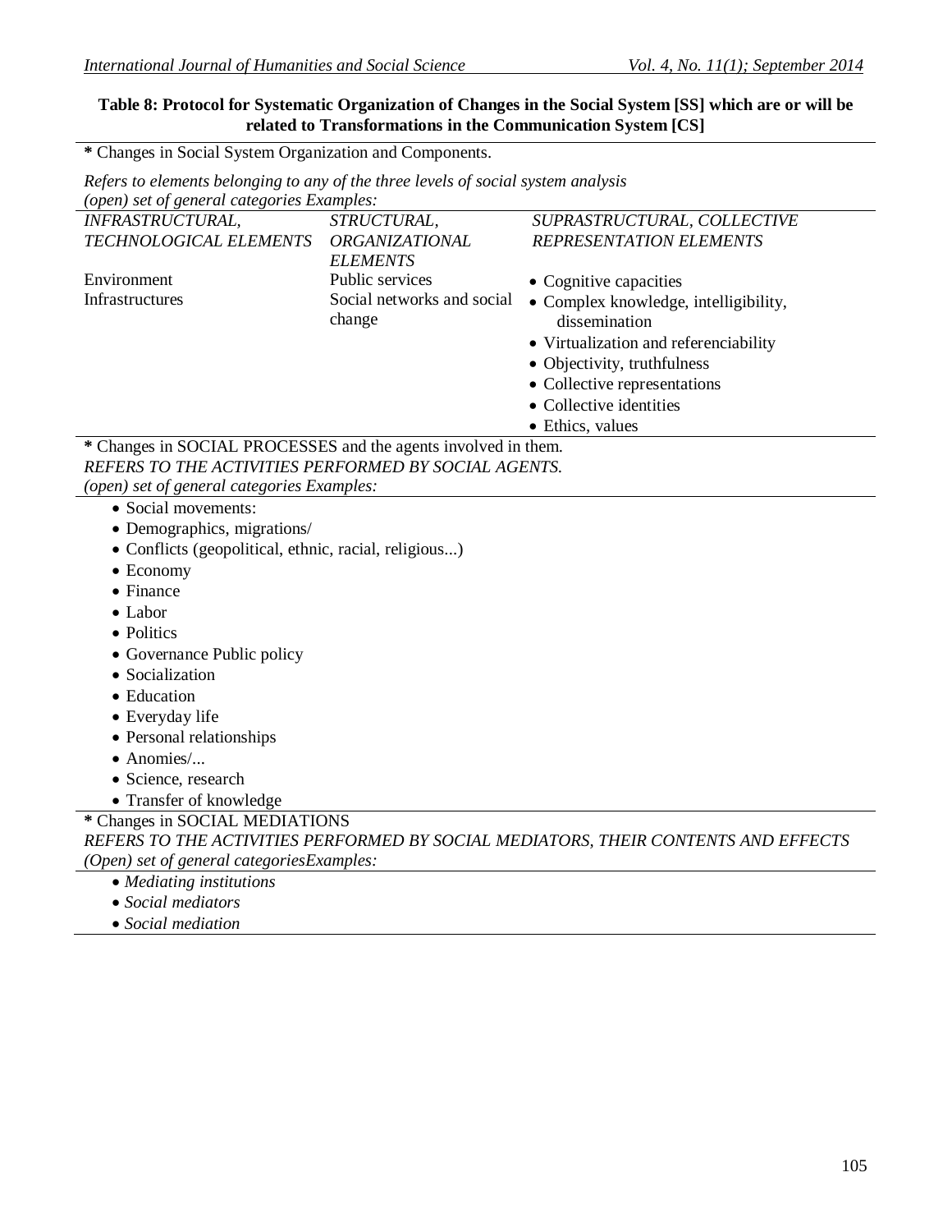**Table 8: Protocol for Systematic Organization of Changes in the Social System [SS] which are or will be related to Transformations in the Communication System [CS]**

**\*** Changes in Social System Organization and Components.

*Refers to elements belonging to any of the three levels of social system analysis*
*(open) set of general categories Examples:*

| *INFRASTRUCTURAL, TECHNOLOGICAL ELEMENTS* | *STRUCTURAL, ORGANIZATIONAL ELEMENTS* | *SUPRASTRUCTURAL, COLLECTIVE REPRESENTATION ELEMENTS* |
|---|---|---|
| Environment<br>Infrastructures | Public services<br>Social networks and social change | • Cognitive capacities<br>• Complex knowledge, intelligibility, dissemination<br>• Virtualization and referenciability<br>• Objectivity, truthfulness<br>• Collective representations<br>• Collective identities<br>• Ethics, values |

**\*** Changes in SOCIAL PROCESSES and the agents involved in them.
*REFERS TO THE ACTIVITIES PERFORMED BY SOCIAL AGENTS.*
*(open) set of general categories Examples:*

- Social movements:
- Demographics, migrations/
- Conflicts (geopolitical, ethnic, racial, religious...)
- Economy
- Finance
- Labor
- Politics
- Governance Public policy
- Socialization
- Education
- Everyday life
- Personal relationships
- Anomies/...
- Science, research
- Transfer of knowledge

**\*** Changes in SOCIAL MEDIATIONS
*REFERS TO THE ACTIVITIES PERFORMED BY SOCIAL MEDIATORS, THEIR CONTENTS AND EFFECTS*
*(Open) set of general categoriesExamples:*

- *Mediating institutions*
- *Social mediators*
- *Social mediation*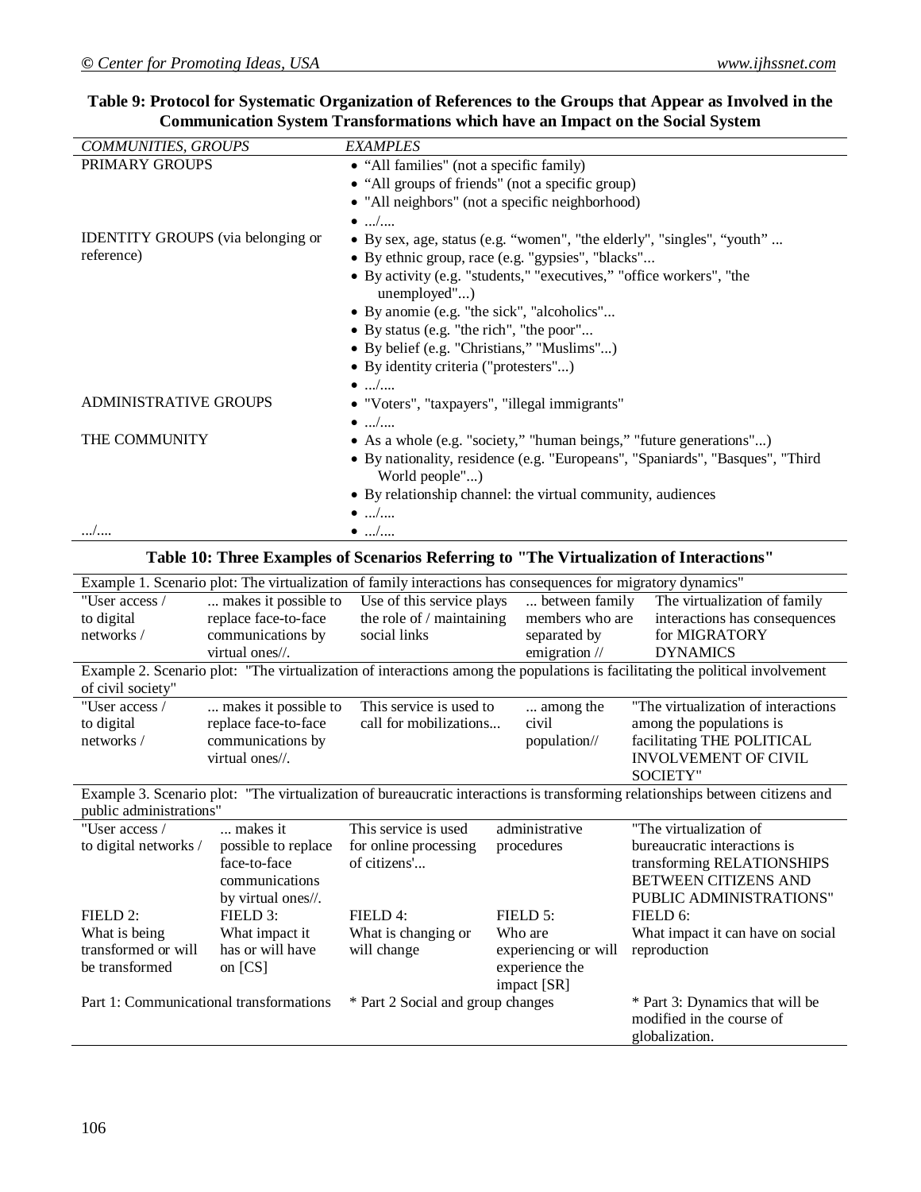**Table 9: Protocol for Systematic Organization of References to the Groups that Appear as Involved in the Communication System Transformations which have an Impact on the Social System**

| *COMMUNITIES, GROUPS* | *EXAMPLES* |
|---|---|
| PRIMARY GROUPS | • "All families" (not a specific family)<br>• "All groups of friends" (not a specific group)<br>• "All neighbors" (not a specific neighborhood)<br>• .../.... |
| IDENTITY GROUPS (via belonging or reference) | • By sex, age, status (e.g. "women", "the elderly", "singles", "youth" ...<br>• By ethnic group, race (e.g. "gypsies", "blacks"...<br>• By activity (e.g. "students," "executives," "office workers", "the unemployed"...)<br>• By anomie (e.g. "the sick", "alcoholics"...<br>• By status (e.g. "the rich", "the poor"...<br>• By belief (e.g. "Christians," "Muslims"...)<br>• By identity criteria ("protesters"...)<br>• .../.... |
| ADMINISTRATIVE GROUPS | • "Voters", "taxpayers", "illegal immigrants"<br>• .../.... |
| THE COMMUNITY | • As a whole (e.g. "society," "human beings," "future generations"...)<br>• By nationality, residence (e.g. "Europeans", "Spaniards", "Basques", "Third World people"...)<br>• By relationship channel: the virtual community, audiences<br>• .../.... |
| .../.... | • .../.... |

**Table 10: Three Examples of Scenarios Referring to "The Virtualization of Interactions"**

| | | | | |
|---|---|---|---|---|
| Example 1. Scenario plot: The virtualization of family interactions has consequences for migratory dynamics" | | | | |
| "User access / to digital networks / | ... makes it possible to replace face-to-face communications by virtual ones//. | Use of this service plays the role of / maintaining social links | ... between family members who are separated by emigration // | The virtualization of family interactions has consequences for MIGRATORY DYNAMICS |
| Example 2. Scenario plot: "The virtualization of interactions among the populations is facilitating the political involvement of civil society" | | | | |
| "User access / to digital networks / | ... makes it possible to replace face-to-face communications by virtual ones//. | This service is used to call for mobilizations... | ... among the civil population// | "The virtualization of interactions among the populations is facilitating THE POLITICAL INVOLVEMENT OF CIVIL SOCIETY" |
| Example 3. Scenario plot: "The virtualization of bureaucratic interactions is transforming relationships between citizens and public administrations" | | | | |
| "User access / to digital networks / | ... makes it possible to replace face-to-face communications by virtual ones//. | This service is used for online processing of citizens'... | administrative procedures | "The virtualization of bureaucratic interactions is transforming RELATIONSHIPS BETWEEN CITIZENS AND PUBLIC ADMINISTRATIONS" |
| FIELD 2: What is being transformed or will be transformed | FIELD 3: What impact it has or will have on [CS] | FIELD 4: What is changing or will change | FIELD 5: Who are experiencing or will experience the impact [SR] | FIELD 6: What impact it can have on social reproduction |
| Part 1: Communicational transformations | | * Part 2 Social and group changes | | * Part 3: Dynamics that will be modified in the course of globalization. |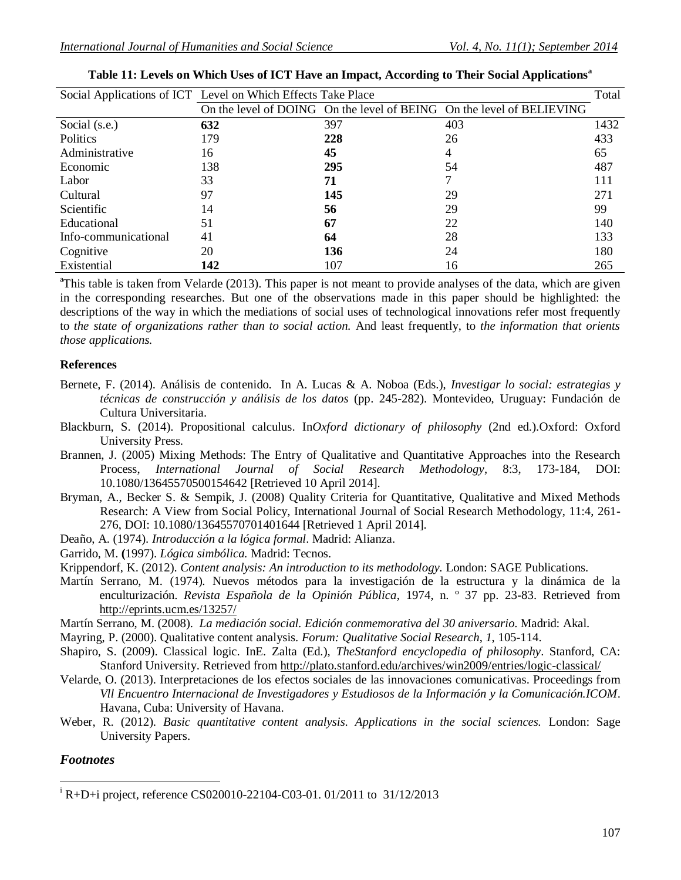**Table 11: Levels on Which Uses of ICT Have an Impact, According to Their Social Applications**[a]

| Social Applications of ICT | Level on Which Effects Take Place | | | Total |
|---|---|---|---|---|
| | On the level of DOING | On the level of BEING | On the level of BELIEVING | |
| Social (s.e.) | **632** | 397 | 403 | 1432 |
| Politics | 179 | **228** | 26 | 433 |
| Administrative | 16 | **45** | 4 | 65 |
| Economic | 138 | **295** | 54 | 487 |
| Labor | 33 | **71** | 7 | 111 |
| Cultural | 97 | **145** | 29 | 271 |
| Scientific | 14 | **56** | 29 | 99 |
| Educational | 51 | **67** | 22 | 140 |
| Info-communicational | 41 | **64** | 28 | 133 |
| Cognitive | 20 | **136** | 24 | 180 |
| Existential | **142** | 107 | 16 | 265 |

[a]This table is taken from Velarde (2013). This paper is not meant to provide analyses of the data, which are given in the corresponding researches. But one of the observations made in this paper should be highlighted: the descriptions of the way in which the mediations of social uses of technological innovations refer most frequently to *the state of organizations rather than to social action.* And least frequently, to *the information that orients those applications.*

**References**

Bernete, F. (2014). Análisis de contenido. In A. Lucas & A. Noboa (Eds.), *Investigar lo social: estrategias y técnicas de construcción y análisis de los datos* (pp. 245-282). Montevideo, Uruguay: Fundación de Cultura Universitaria.

Blackburn, S. (2014). Propositional calculus. In*Oxford dictionary of philosophy* (2nd ed.).Oxford: Oxford University Press.

Brannen, J. (2005) Mixing Methods: The Entry of Qualitative and Quantitative Approaches into the Research Process, *International Journal of Social Research Methodology*, 8:3, 173-184, DOI: 10.1080/13645570500154642 [Retrieved 10 April 2014].

Bryman, A., Becker S. & Sempik, J. (2008) Quality Criteria for Quantitative, Qualitative and Mixed Methods Research: A View from Social Policy, International Journal of Social Research Methodology, 11:4, 261-276, DOI: 10.1080/13645570701401644 [Retrieved 1 April 2014].

Deaño, A. (1974). *Introducción a la lógica formal*. Madrid: Alianza.

Garrido, M. **(**1997). *Lógica simbólica.* Madrid: Tecnos.

Krippendorf, K. (2012). *Content analysis: An introduction to its methodology.* London: SAGE Publications.

Martín Serrano, M. (1974). Nuevos métodos para la investigación de la estructura y la dinámica de la enculturización. *Revista Española de la Opinión Pública*, 1974, n. º 37 pp. 23-83. Retrieved from http://eprints.ucm.es/13257/

Martín Serrano, M. (2008). *La mediación social. Edición conmemorativa del 30 aniversario.* Madrid: Akal.

Mayring, P. (2000). Qualitative content analysis. *Forum: Qualitative Social Research, 1*, 105-114.

Shapiro, S. (2009). Classical logic. InE. Zalta (Ed.), *TheStanford encyclopedia of philosophy*. Stanford, CA: Stanford University. Retrieved from http://plato.stanford.edu/archives/win2009/entries/logic-classical/

Velarde, O. (2013). Interpretaciones de los efectos sociales de las innovaciones comunicativas. Proceedings from *Vll Encuentro Internacional de Investigadores y Estudiosos de la Información y la Comunicación.ICOM*. Havana, Cuba: University of Havana.

Weber, R. (2012). *Basic quantitative content analysis. Applications in the social sciences.* London: Sage University Papers.

### *Footnotes*

[i] R+D+i project, reference CS020010-22104-C03-01. 01/2011 to 31/12/2013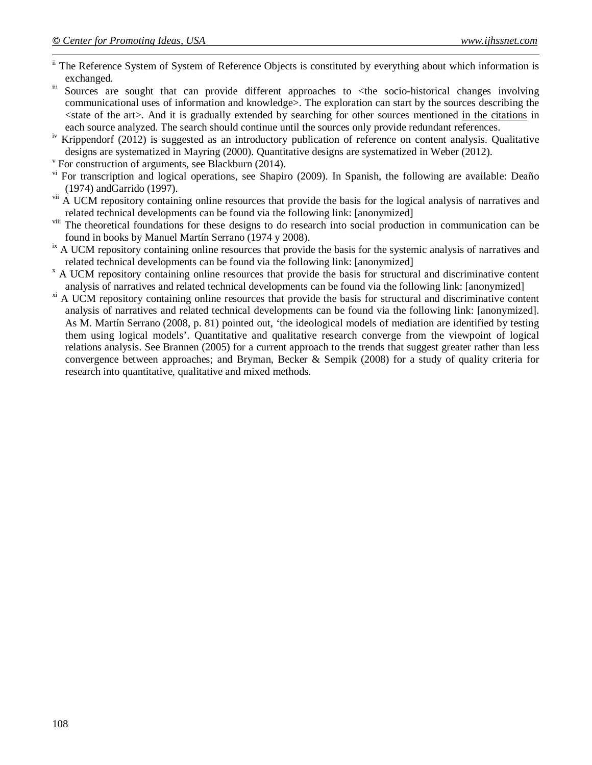[ii] The Reference System of System of Reference Objects is constituted by everything about which information is exchanged.

[iii] Sources are sought that can provide different approaches to <the socio-historical changes involving communicational uses of information and knowledge>. The exploration can start by the sources describing the <state of the art>. And it is gradually extended by searching for other sources mentioned in the citations in each source analyzed. The search should continue until the sources only provide redundant references.

[iv] Krippendorf (2012) is suggested as an introductory publication of reference on content analysis. Qualitative designs are systematized in Mayring (2000). Quantitative designs are systematized in Weber (2012).

[v] For construction of arguments, see Blackburn (2014).

[vi] For transcription and logical operations, see Shapiro (2009). In Spanish, the following are available: Deaño (1974) andGarrido (1997).

[vii] A UCM repository containing online resources that provide the basis for the logical analysis of narratives and related technical developments can be found via the following link: [anonymized]

[viii] The theoretical foundations for these designs to do research into social production in communication can be found in books by Manuel Martín Serrano (1974 y 2008).

[ix] A UCM repository containing online resources that provide the basis for the systemic analysis of narratives and related technical developments can be found via the following link: [anonymized]

[x] A UCM repository containing online resources that provide the basis for structural and discriminative content analysis of narratives and related technical developments can be found via the following link: [anonymized]

[xi] A UCM repository containing online resources that provide the basis for structural and discriminative content analysis of narratives and related technical developments can be found via the following link: [anonymized]. As M. Martín Serrano (2008, p. 81) pointed out, 'the ideological models of mediation are identified by testing them using logical models'. Quantitative and qualitative research converge from the viewpoint of logical relations analysis. See Brannen (2005) for a current approach to the trends that suggest greater rather than less convergence between approaches; and Bryman, Becker & Sempik (2008) for a study of quality criteria for research into quantitative, qualitative and mixed methods.